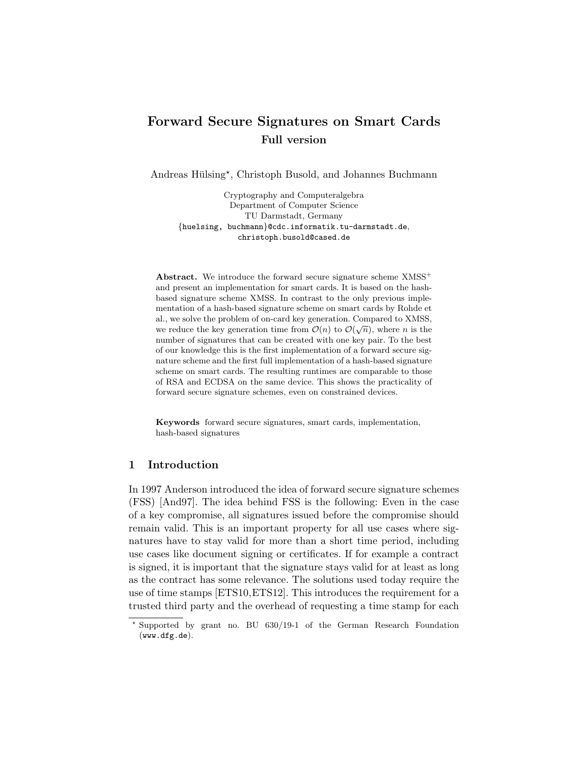# Forward Secure Signatures on Smart Cards

## Full version

Andreas Hülsing*, Christoph Busold, and Johannes Buchmann

Cryptography and Computeralgebra
Department of Computer Science
TU Darmstadt, Germany
{huelsing, buchmann}@cdc.informatik.tu-darmstadt.de,
christoph.busold@cased.de

**Abstract.** We introduce the forward secure signature scheme XMSS$^+$ and present an implementation for smart cards. It is based on the hash-based signature scheme XMSS. In contrast to the only previous implementation of a hash-based signature scheme on smart cards by Rohde et al., we solve the problem of on-card key generation. Compared to XMSS, we reduce the key generation time from $\mathcal{O}(n)$ to $\mathcal{O}(\sqrt{n})$, where $n$ is the number of signatures that can be created with one key pair. To the best of our knowledge this is the first implementation of a forward secure signature scheme and the first full implementation of a hash-based signature scheme on smart cards. The resulting runtimes are comparable to those of RSA and ECDSA on the same device. This shows the practicality of forward secure signature schemes, even on constrained devices.

**Keywords** forward secure signatures, smart cards, implementation, hash-based signatures

## 1 Introduction

In 1997 Anderson introduced the idea of forward secure signature schemes (FSS) [And97]. The idea behind FSS is the following: Even in the case of a key compromise, all signatures issued before the compromise should remain valid. This is an important property for all use cases where signatures have to stay valid for more than a short time period, including use cases like document signing or certificates. If for example a contract is signed, it is important that the signature stays valid for at least as long as the contract has some relevance. The solutions used today require the use of time stamps [ETS10,ETS12]. This introduces the requirement for a trusted third party and the overhead of requesting a time stamp for each

* Supported by grant no. BU 630/19-1 of the German Research Foundation (www.dfg.de).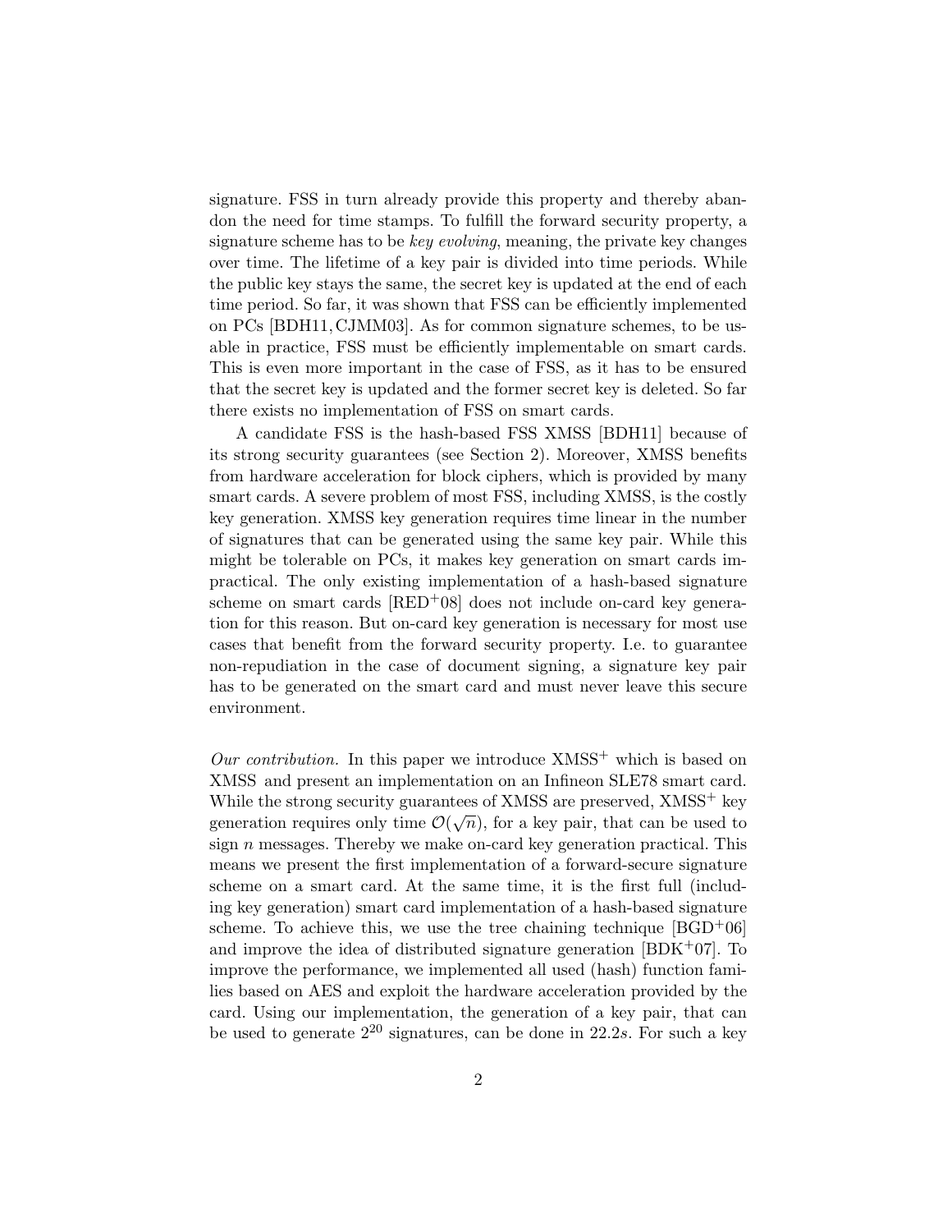signature. FSS in turn already provide this property and thereby abandon the need for time stamps. To fulfill the forward security property, a signature scheme has to be *key evolving*, meaning, the private key changes over time. The lifetime of a key pair is divided into time periods. While the public key stays the same, the secret key is updated at the end of each time period. So far, it was shown that FSS can be efficiently implemented on PCs [BDH11, CJMM03]. As for common signature schemes, to be usable in practice, FSS must be efficiently implementable on smart cards. This is even more important in the case of FSS, as it has to be ensured that the secret key is updated and the former secret key is deleted. So far there exists no implementation of FSS on smart cards.

A candidate FSS is the hash-based FSS XMSS [BDH11] because of its strong security guarantees (see Section 2). Moreover, XMSS benefits from hardware acceleration for block ciphers, which is provided by many smart cards. A severe problem of most FSS, including XMSS, is the costly key generation. XMSS key generation requires time linear in the number of signatures that can be generated using the same key pair. While this might be tolerable on PCs, it makes key generation on smart cards impractical. The only existing implementation of a hash-based signature scheme on smart cards [RED+08] does not include on-card key generation for this reason. But on-card key generation is necessary for most use cases that benefit from the forward security property. I.e. to guarantee non-repudiation in the case of document signing, a signature key pair has to be generated on the smart card and must never leave this secure environment.

*Our contribution.* In this paper we introduce XMSS$^+$ which is based on XMSS and present an implementation on an Infineon SLE78 smart card. While the strong security guarantees of XMSS are preserved, XMSS$^+$ key generation requires only time $\mathcal{O}(\sqrt{n})$, for a key pair, that can be used to sign $n$ messages. Thereby we make on-card key generation practical. This means we present the first implementation of a forward-secure signature scheme on a smart card. At the same time, it is the first full (including key generation) smart card implementation of a hash-based signature scheme. To achieve this, we use the tree chaining technique [BGD+06] and improve the idea of distributed signature generation [BDK+07]. To improve the performance, we implemented all used (hash) function families based on AES and exploit the hardware acceleration provided by the card. Using our implementation, the generation of a key pair, that can be used to generate $2^{20}$ signatures, can be done in $22.2s$. For such a key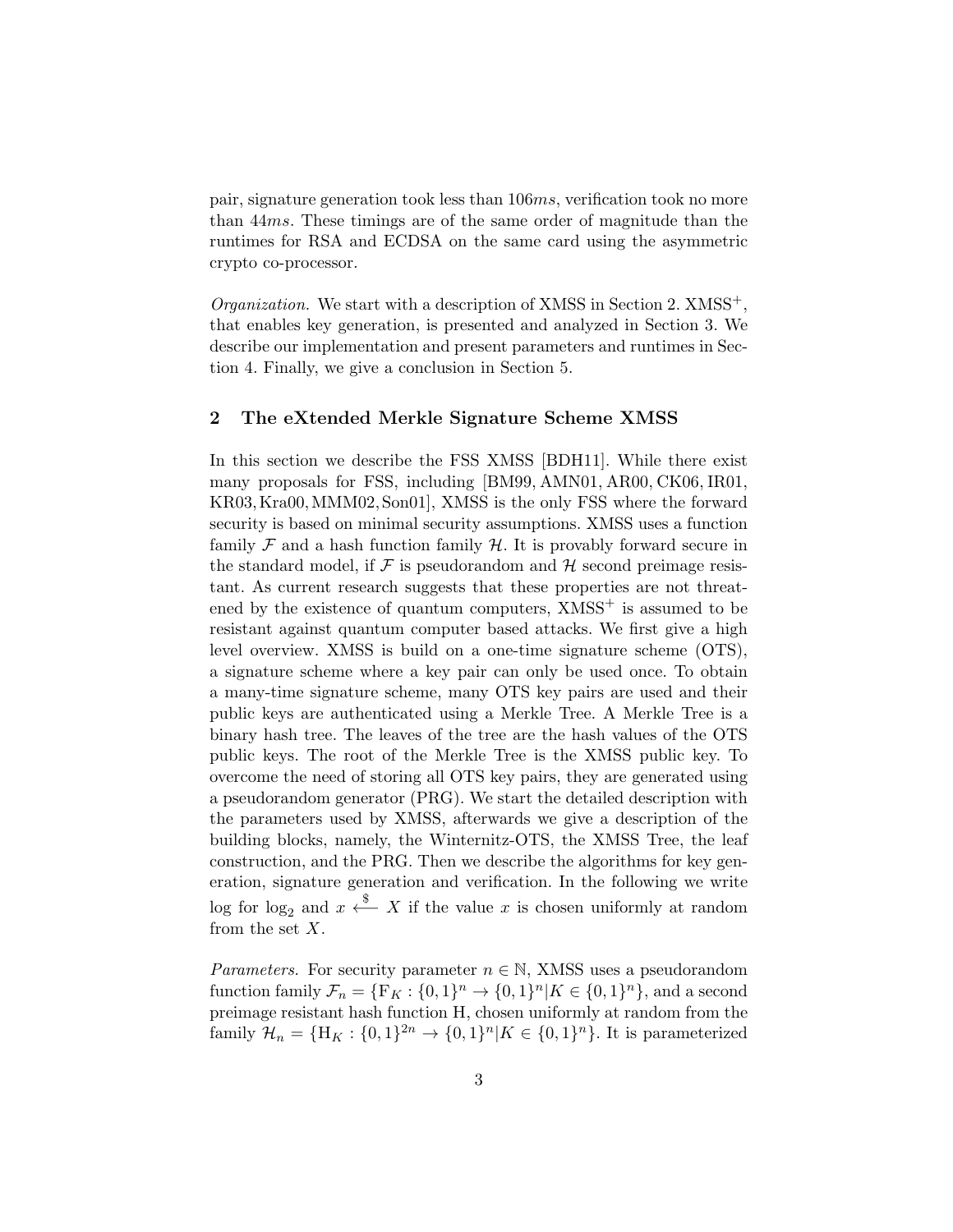pair, signature generation took less than $106ms$, verification took no more than $44ms$. These timings are of the same order of magnitude than the runtimes for RSA and ECDSA on the same card using the asymmetric crypto co-processor.

*Organization.* We start with a description of XMSS in Section 2. XMSS$^+$, that enables key generation, is presented and analyzed in Section 3. We describe our implementation and present parameters and runtimes in Section 4. Finally, we give a conclusion in Section 5.

## 2 The eXtended Merkle Signature Scheme XMSS

In this section we describe the FSS XMSS [BDH11]. While there exist many proposals for FSS, including [BM99, AMN01, AR00, CK06, IR01, KR03, Kra00, MMM02, Son01], XMSS is the only FSS where the forward security is based on minimal security assumptions. XMSS uses a function family $\mathcal{F}$ and a hash function family $\mathcal{H}$. It is provably forward secure in the standard model, if $\mathcal{F}$ is pseudorandom and $\mathcal{H}$ second preimage resistant. As current research suggests that these properties are not threatened by the existence of quantum computers, XMSS$^+$ is assumed to be resistant against quantum computer based attacks. We first give a high level overview. XMSS is build on a one-time signature scheme (OTS), a signature scheme where a key pair can only be used once. To obtain a many-time signature scheme, many OTS key pairs are used and their public keys are authenticated using a Merkle Tree. A Merkle Tree is a binary hash tree. The leaves of the tree are the hash values of the OTS public keys. The root of the Merkle Tree is the XMSS public key. To overcome the need of storing all OTS key pairs, they are generated using a pseudorandom generator (PRG). We start the detailed description with the parameters used by XMSS, afterwards we give a description of the building blocks, namely, the Winternitz-OTS, the XMSS Tree, the leaf construction, and the PRG. Then we describe the algorithms for key generation, signature generation and verification. In the following we write log for $\log_2$ and $x \xleftarrow{\$} X$ if the value $x$ is chosen uniformly at random from the set $X$.

*Parameters.* For security parameter $n \in \mathbb{N}$, XMSS uses a pseudorandom function family $\mathcal{F}_n = \{\mathrm{F}_K : \{0,1\}^n \to \{0,1\}^n | K \in \{0,1\}^n\}$, and a second preimage resistant hash function H, chosen uniformly at random from the family $\mathcal{H}_n = \{\mathrm{H}_K : \{0,1\}^{2n} \to \{0,1\}^n | K \in \{0,1\}^n\}$. It is parameterized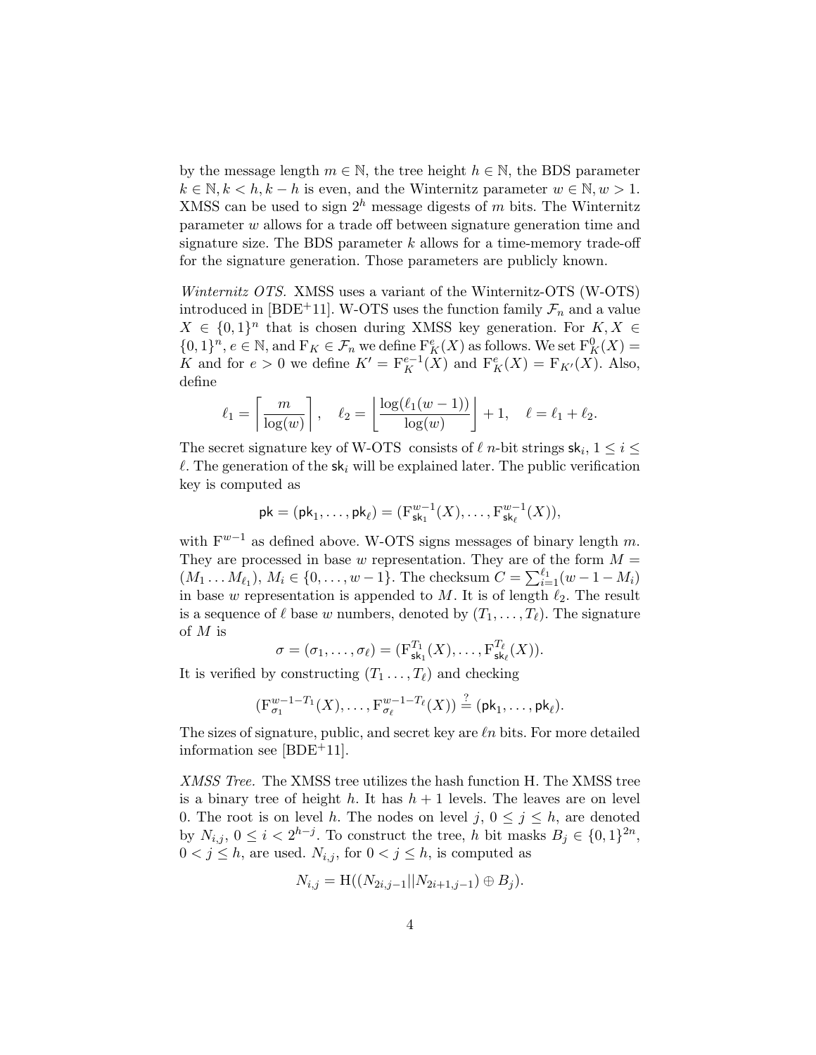by the message length $m \in \mathbb{N}$, the tree height $h \in \mathbb{N}$, the BDS parameter $k \in \mathbb{N}, k < h, k - h$ is even, and the Winternitz parameter $w \in \mathbb{N}, w > 1$. XMSS can be used to sign $2^h$ message digests of $m$ bits. The Winternitz parameter $w$ allows for a trade off between signature generation time and signature size. The BDS parameter $k$ allows for a time-memory trade-off for the signature generation. Those parameters are publicly known.

*Winternitz OTS.* XMSS uses a variant of the Winternitz-OTS (W-OTS) introduced in [BDE+11]. W-OTS uses the function family $\mathcal{F}_n$ and a value $X \in \{0,1\}^n$ that is chosen during XMSS key generation. For $K, X \in \{0,1\}^n$, $e \in \mathbb{N}$, and $\mathrm{F}_K \in \mathcal{F}_n$ we define $\mathrm{F}_K^e(X)$ as follows. We set $\mathrm{F}_K^0(X) = K$ and for $e > 0$ we define $K' = \mathrm{F}_K^{e-1}(X)$ and $\mathrm{F}_K^e(X) = \mathrm{F}_{K'}(X)$. Also, define

$$\ell_1 = \left\lceil \frac{m}{\log(w)} \right\rceil, \quad \ell_2 = \left\lfloor \frac{\log(\ell_1(w-1))}{\log(w)} \right\rfloor + 1, \quad \ell = \ell_1 + \ell_2.$$

The secret signature key of W-OTS consists of $\ell$ $n$-bit strings $\mathsf{sk}_i$, $1 \leq i \leq \ell$. The generation of the $\mathsf{sk}_i$ will be explained later. The public verification key is computed as

$$\mathsf{pk} = (\mathsf{pk}_1, \ldots, \mathsf{pk}_\ell) = (\mathrm{F}_{\mathsf{sk}_1}^{w-1}(X), \ldots, \mathrm{F}_{\mathsf{sk}_\ell}^{w-1}(X)),$$

with $\mathrm{F}^{w-1}$ as defined above. W-OTS signs messages of binary length $m$. They are processed in base $w$ representation. They are of the form $M = (M_1 \ldots M_{\ell_1})$, $M_i \in \{0, \ldots, w-1\}$. The checksum $C = \sum_{i=1}^{\ell_1}(w - 1 - M_i)$ in base $w$ representation is appended to $M$. It is of length $\ell_2$. The result is a sequence of $\ell$ base $w$ numbers, denoted by $(T_1, \ldots, T_\ell)$. The signature of $M$ is

$$\sigma = (\sigma_1, \ldots, \sigma_\ell) = (\mathrm{F}_{\mathsf{sk}_1}^{T_1}(X), \ldots, \mathrm{F}_{\mathsf{sk}_\ell}^{T_\ell}(X)).$$

It is verified by constructing $(T_1 \ldots, T_\ell)$ and checking

$$(\mathrm{F}_{\sigma_1}^{w-1-T_1}(X), \ldots, \mathrm{F}_{\sigma_\ell}^{w-1-T_\ell}(X)) \stackrel{?}{=} (\mathsf{pk}_1, \ldots, \mathsf{pk}_\ell).$$

The sizes of signature, public, and secret key are $\ell n$ bits. For more detailed information see [BDE+11].

*XMSS Tree.* The XMSS tree utilizes the hash function H. The XMSS tree is a binary tree of height $h$. It has $h + 1$ levels. The leaves are on level 0. The root is on level $h$. The nodes on level $j$, $0 \leq j \leq h$, are denoted by $N_{i,j}$, $0 \leq i < 2^{h-j}$. To construct the tree, $h$ bit masks $B_j \in \{0,1\}^{2n}$, $0 < j \leq h$, are used. $N_{i,j}$, for $0 < j \leq h$, is computed as

$$N_{i,j} = \mathrm{H}((N_{2i,j-1} || N_{2i+1,j-1}) \oplus B_j).$$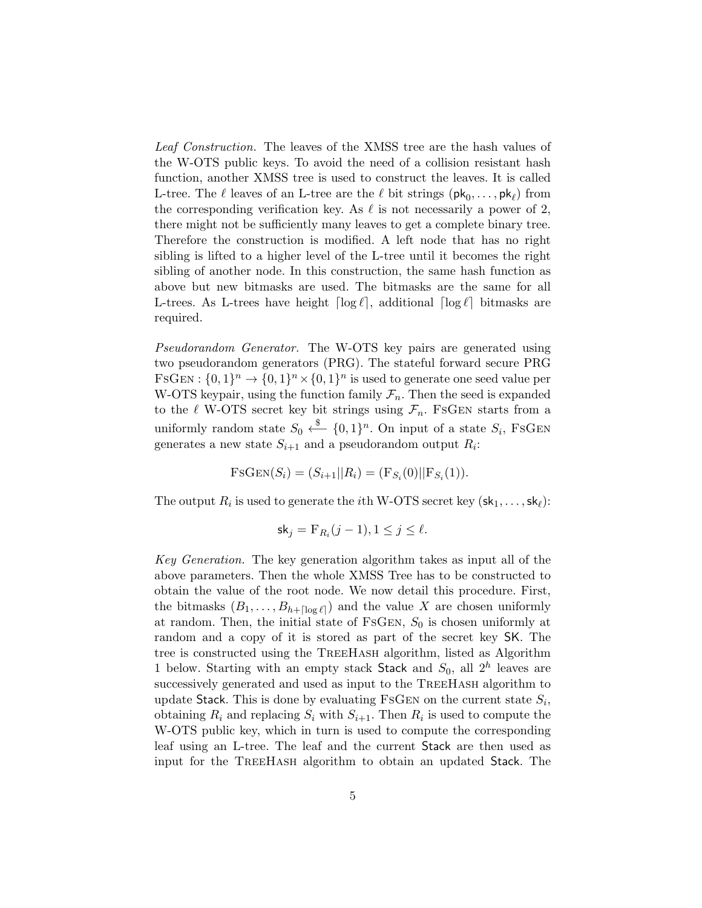*Leaf Construction.* The leaves of the XMSS tree are the hash values of the W-OTS public keys. To avoid the need of a collision resistant hash function, another XMSS tree is used to construct the leaves. It is called L-tree. The $\ell$ leaves of an L-tree are the $\ell$ bit strings $(\mathsf{pk}_0, \ldots, \mathsf{pk}_\ell)$ from the corresponding verification key. As $\ell$ is not necessarily a power of 2, there might not be sufficiently many leaves to get a complete binary tree. Therefore the construction is modified. A left node that has no right sibling is lifted to a higher level of the L-tree until it becomes the right sibling of another node. In this construction, the same hash function as above but new bitmasks are used. The bitmasks are the same for all L-trees. As L-trees have height $\lceil \log \ell \rceil$, additional $\lceil \log \ell \rceil$ bitmasks are required.

*Pseudorandom Generator.* The W-OTS key pairs are generated using two pseudorandom generators (PRG). The stateful forward secure PRG $\textsc{FsGen} : \{0,1\}^n \to \{0,1\}^n \times \{0,1\}^n$ is used to generate one seed value per W-OTS keypair, using the function family $\mathcal{F}_n$. Then the seed is expanded to the $\ell$ W-OTS secret key bit strings using $\mathcal{F}_n$. $\textsc{FsGen}$ starts from a uniformly random state $S_0 \xleftarrow{\$} \{0,1\}^n$. On input of a state $S_i$, $\textsc{FsGen}$ generates a new state $S_{i+1}$ and a pseudorandom output $R_i$:

$$\textsc{FsGen}(S_i) = (S_{i+1} || R_i) = (\mathrm{F}_{S_i}(0) || \mathrm{F}_{S_i}(1)).$$

The output $R_i$ is used to generate the $i$th W-OTS secret key $(\mathsf{sk}_1, \ldots, \mathsf{sk}_\ell)$:

$$\mathsf{sk}_j = \mathrm{F}_{R_i}(j-1), 1 \leq j \leq \ell.$$

*Key Generation.* The key generation algorithm takes as input all of the above parameters. Then the whole XMSS Tree has to be constructed to obtain the value of the root node. We now detail this procedure. First, the bitmasks $(B_1, \ldots, B_{h+\lceil \log \ell \rceil})$ and the value $X$ are chosen uniformly at random. Then, the initial state of $\textsc{FsGen}$, $S_0$ is chosen uniformly at random and a copy of it is stored as part of the secret key $\mathsf{SK}$. The tree is constructed using the $\textsc{TreeHash}$ algorithm, listed as Algorithm 1 below. Starting with an empty stack $\mathsf{Stack}$ and $S_0$, all $2^h$ leaves are successively generated and used as input to the $\textsc{TreeHash}$ algorithm to update $\mathsf{Stack}$. This is done by evaluating $\textsc{FsGen}$ on the current state $S_i$, obtaining $R_i$ and replacing $S_i$ with $S_{i+1}$. Then $R_i$ is used to compute the W-OTS public key, which in turn is used to compute the corresponding leaf using an L-tree. The leaf and the current $\mathsf{Stack}$ are then used as input for the $\textsc{TreeHash}$ algorithm to obtain an updated $\mathsf{Stack}$. The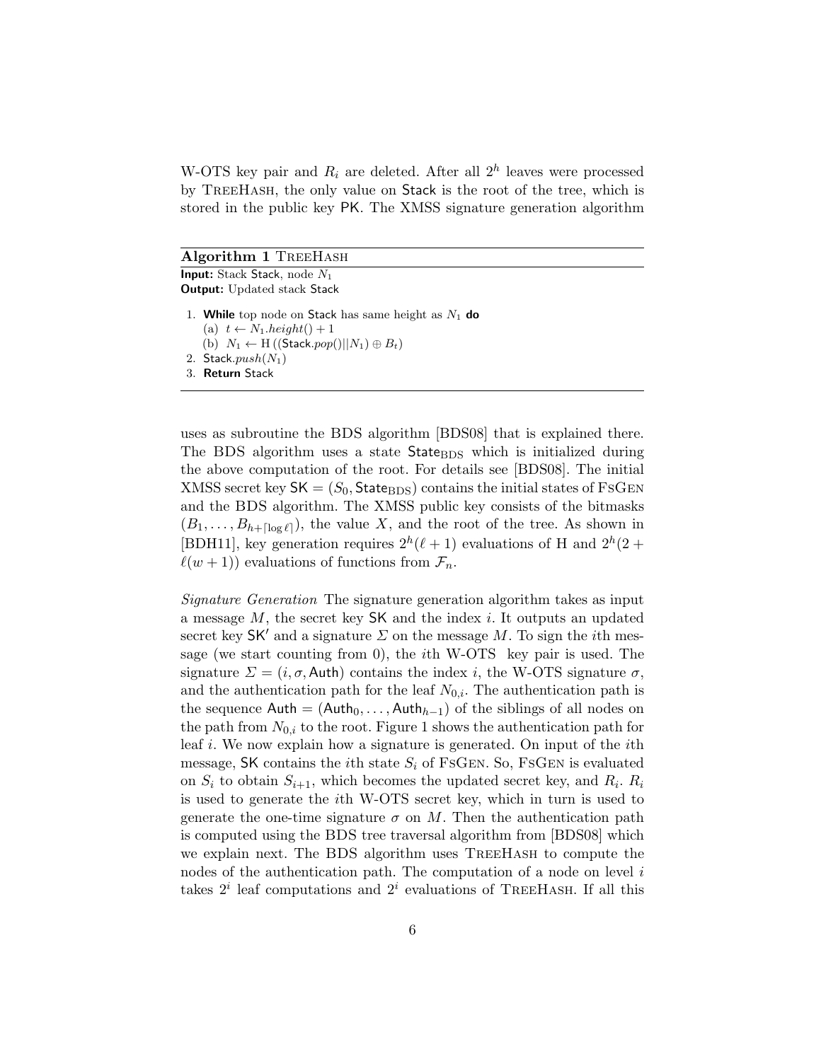W-OTS key pair and $R_i$ are deleted. After all $2^h$ leaves were processed by TreeHash, the only value on Stack is the root of the tree, which is stored in the public key PK. The XMSS signature generation algorithm

---

**Algorithm 1** TreeHash

**Input:** Stack Stack, node $N_1$
**Output:** Updated stack Stack

1. **While** top node on Stack has same height as $N_1$ **do**
   (a) $t \leftarrow N_1.height() + 1$
   (b) $N_1 \leftarrow \mathrm{H}\left((\mathsf{Stack}.pop() || N_1) \oplus B_t\right)$
2. $\mathsf{Stack}.push(N_1)$
3. **Return** Stack

---

uses as subroutine the BDS algorithm [BDS08] that is explained there. The BDS algorithm uses a state $\mathsf{State}_{\mathrm{BDS}}$ which is initialized during the above computation of the root. For details see [BDS08]. The initial XMSS secret key $\mathsf{SK} = (S_0, \mathsf{State}_{\mathrm{BDS}})$ contains the initial states of FsGen and the BDS algorithm. The XMSS public key consists of the bitmasks $(B_1, \ldots, B_{h+\lceil \log \ell \rceil})$, the value $X$, and the root of the tree. As shown in [BDH11], key generation requires $2^h(\ell + 1)$ evaluations of H and $2^h(2 + \ell(w + 1))$ evaluations of functions from $\mathcal{F}_n$.

*Signature Generation* The signature generation algorithm takes as input a message $M$, the secret key SK and the index $i$. It outputs an updated secret key $\mathsf{SK}'$ and a signature $\Sigma$ on the message $M$. To sign the $i$th message (we start counting from 0), the $i$th W-OTS key pair is used. The signature $\Sigma = (i, \sigma, \mathsf{Auth})$ contains the index $i$, the W-OTS signature $\sigma$, and the authentication path for the leaf $N_{0,i}$. The authentication path is the sequence $\mathsf{Auth} = (\mathsf{Auth}_0, \ldots, \mathsf{Auth}_{h-1})$ of the siblings of all nodes on the path from $N_{0,i}$ to the root. Figure 1 shows the authentication path for leaf $i$. We now explain how a signature is generated. On input of the $i$th message, SK contains the $i$th state $S_i$ of FsGen. So, FsGen is evaluated on $S_i$ to obtain $S_{i+1}$, which becomes the updated secret key, and $R_i$. $R_i$ is used to generate the $i$th W-OTS secret key, which in turn is used to generate the one-time signature $\sigma$ on $M$. Then the authentication path is computed using the BDS tree traversal algorithm from [BDS08] which we explain next. The BDS algorithm uses TreeHash to compute the nodes of the authentication path. The computation of a node on level $i$ takes $2^i$ leaf computations and $2^i$ evaluations of TreeHash. If all this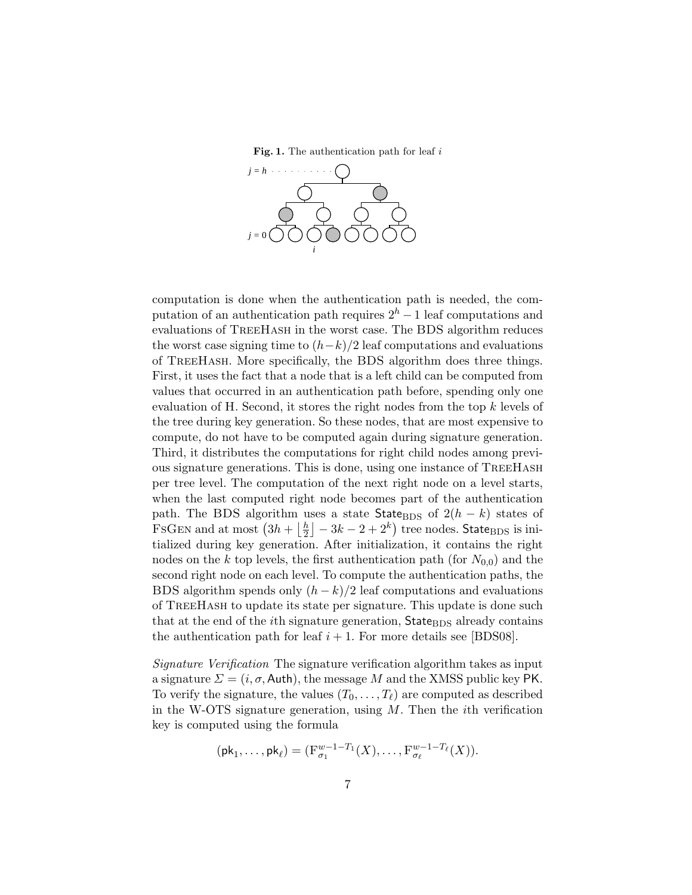**Fig. 1.** The authentication path for leaf $i$

computation is done when the authentication path is needed, the computation of an authentication path requires $2^h - 1$ leaf computations and evaluations of TreeHash in the worst case. The BDS algorithm reduces the worst case signing time to $(h-k)/2$ leaf computations and evaluations of TreeHash. More specifically, the BDS algorithm does three things. First, it uses the fact that a node that is a left child can be computed from values that occurred in an authentication path before, spending only one evaluation of H. Second, it stores the right nodes from the top $k$ levels of the tree during key generation. So these nodes, that are most expensive to compute, do not have to be computed again during signature generation. Third, it distributes the computations for right child nodes among previous signature generations. This is done, using one instance of TreeHash per tree level. The computation of the next right node on a level starts, when the last computed right node becomes part of the authentication path. The BDS algorithm uses a state $\mathsf{State}_{\text{BDS}}$ of $2(h-k)$ states of FsGen and at most $\left(3h + \left\lfloor \frac{h}{2} \right\rfloor - 3k - 2 + 2^k\right)$ tree nodes. $\mathsf{State}_{\text{BDS}}$ is initialized during key generation. After initialization, it contains the right nodes on the $k$ top levels, the first authentication path (for $N_{0,0}$) and the second right node on each level. To compute the authentication paths, the BDS algorithm spends only $(h-k)/2$ leaf computations and evaluations of TreeHash to update its state per signature. This update is done such that at the end of the $i$th signature generation, $\mathsf{State}_{\text{BDS}}$ already contains the authentication path for leaf $i+1$. For more details see [BDS08].

*Signature Verification* The signature verification algorithm takes as input a signature $\Sigma = (i, \sigma, \mathsf{Auth})$, the message $M$ and the XMSS public key $\mathsf{PK}$. To verify the signature, the values $(T_0, \ldots, T_\ell)$ are computed as described in the W-OTS signature generation, using $M$. Then the $i$th verification key is computed using the formula

$$(\mathsf{pk}_1, \ldots, \mathsf{pk}_\ell) = (\mathrm{F}_{\sigma_1}^{w-1-T_1}(X), \ldots, \mathrm{F}_{\sigma_\ell}^{w-1-T_\ell}(X)).$$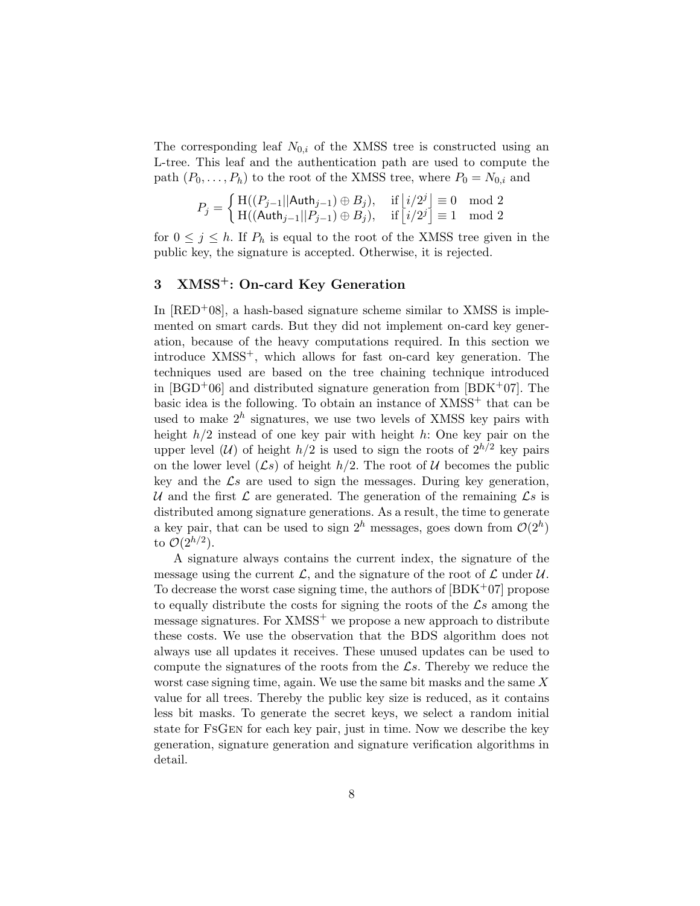The corresponding leaf $N_{0,i}$ of the XMSS tree is constructed using an L-tree. This leaf and the authentication path are used to compute the path $(P_0, \ldots, P_h)$ to the root of the XMSS tree, where $P_0 = N_{0,i}$ and

$$P_j = \begin{cases} \mathrm{H}((P_{j-1}||\mathsf{Auth}_{j-1}) \oplus B_j), & \text{if } \lfloor i/2^j \rfloor \equiv 0 \mod 2 \\ \mathrm{H}((\mathsf{Auth}_{j-1}||P_{j-1}) \oplus B_j), & \text{if } \lfloor i/2^j \rfloor \equiv 1 \mod 2 \end{cases}$$

for $0 \leq j \leq h$. If $P_h$ is equal to the root of the XMSS tree given in the public key, the signature is accepted. Otherwise, it is rejected.

## 3 XMSS$^+$: On-card Key Generation

In [RED$^+$08], a hash-based signature scheme similar to XMSS is implemented on smart cards. But they did not implement on-card key generation, because of the heavy computations required. In this section we introduce XMSS$^+$, which allows for fast on-card key generation. The techniques used are based on the tree chaining technique introduced in [BGD$^+$06] and distributed signature generation from [BDK$^+$07]. The basic idea is the following. To obtain an instance of XMSS$^+$ that can be used to make $2^h$ signatures, we use two levels of XMSS key pairs with height $h/2$ instead of one key pair with height $h$: One key pair on the upper level ($\mathcal{U}$) of height $h/2$ is used to sign the roots of $2^{h/2}$ key pairs on the lower level ($\mathcal{L}s$) of height $h/2$. The root of $\mathcal{U}$ becomes the public key and the $\mathcal{L}s$ are used to sign the messages. During key generation, $\mathcal{U}$ and the first $\mathcal{L}$ are generated. The generation of the remaining $\mathcal{L}s$ is distributed among signature generations. As a result, the time to generate a key pair, that can be used to sign $2^h$ messages, goes down from $\mathcal{O}(2^h)$ to $\mathcal{O}(2^{h/2})$.

A signature always contains the current index, the signature of the message using the current $\mathcal{L}$, and the signature of the root of $\mathcal{L}$ under $\mathcal{U}$. To decrease the worst case signing time, the authors of [BDK$^+$07] propose to equally distribute the costs for signing the roots of the $\mathcal{L}s$ among the message signatures. For XMSS$^+$ we propose a new approach to distribute these costs. We use the observation that the BDS algorithm does not always use all updates it receives. These unused updates can be used to compute the signatures of the roots from the $\mathcal{L}s$. Thereby we reduce the worst case signing time, again. We use the same bit masks and the same $X$ value for all trees. Thereby the public key size is reduced, as it contains less bit masks. To generate the secret keys, we select a random initial state for FsGen for each key pair, just in time. Now we describe the key generation, signature generation and signature verification algorithms in detail.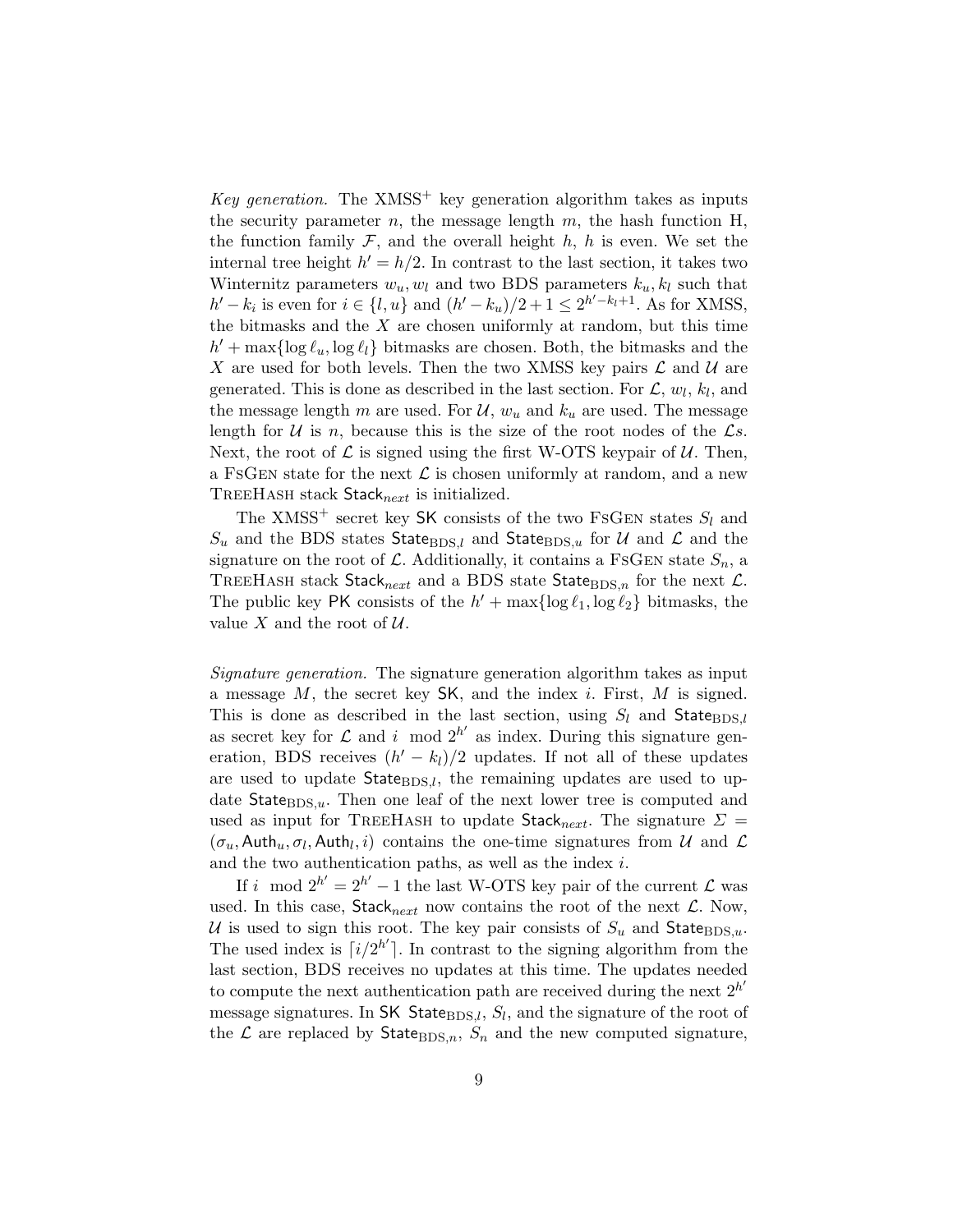*Key generation.* The XMSS$^+$ key generation algorithm takes as inputs the security parameter $n$, the message length $m$, the hash function H, the function family $\mathcal{F}$, and the overall height $h$, $h$ is even. We set the internal tree height $h' = h/2$. In contrast to the last section, it takes two Winternitz parameters $w_u, w_l$ and two BDS parameters $k_u, k_l$ such that $h' - k_i$ is even for $i \in \{l, u\}$ and $(h' - k_u)/2 + 1 \leq 2^{h' - k_l + 1}$. As for XMSS, the bitmasks and the $X$ are chosen uniformly at random, but this time $h' + \max\{\log \ell_u, \log \ell_l\}$ bitmasks are chosen. Both, the bitmasks and the $X$ are used for both levels. Then the two XMSS key pairs $\mathcal{L}$ and $\mathcal{U}$ are generated. This is done as described in the last section. For $\mathcal{L}$, $w_l$, $k_l$, and the message length $m$ are used. For $\mathcal{U}$, $w_u$ and $k_u$ are used. The message length for $\mathcal{U}$ is $n$, because this is the size of the root nodes of the $\mathcal{L}$s. Next, the root of $\mathcal{L}$ is signed using the first W-OTS keypair of $\mathcal{U}$. Then, a FsGen state for the next $\mathcal{L}$ is chosen uniformly at random, and a new TreeHash stack $\mathsf{Stack}_{next}$ is initialized.

The XMSS$^+$ secret key SK consists of the two FsGen states $S_l$ and $S_u$ and the BDS states $\mathsf{State}_{\text{BDS},l}$ and $\mathsf{State}_{\text{BDS},u}$ for $\mathcal{U}$ and $\mathcal{L}$ and the signature on the root of $\mathcal{L}$. Additionally, it contains a FsGen state $S_n$, a TreeHash stack $\mathsf{Stack}_{next}$ and a BDS state $\mathsf{State}_{\text{BDS},n}$ for the next $\mathcal{L}$. The public key PK consists of the $h' + \max\{\log \ell_1, \log \ell_2\}$ bitmasks, the value $X$ and the root of $\mathcal{U}$.

*Signature generation.* The signature generation algorithm takes as input a message $M$, the secret key SK, and the index $i$. First, $M$ is signed. This is done as described in the last section, using $S_l$ and $\mathsf{State}_{\text{BDS},l}$ as secret key for $\mathcal{L}$ and $i \mod 2^{h'}$ as index. During this signature generation, BDS receives $(h' - k_l)/2$ updates. If not all of these updates are used to update $\mathsf{State}_{\text{BDS},l}$, the remaining updates are used to update $\mathsf{State}_{\text{BDS},u}$. Then one leaf of the next lower tree is computed and used as input for TreeHash to update $\mathsf{Stack}_{next}$. The signature $\Sigma = (\sigma_u, \mathsf{Auth}_u, \sigma_l, \mathsf{Auth}_l, i)$ contains the one-time signatures from $\mathcal{U}$ and $\mathcal{L}$ and the two authentication paths, as well as the index $i$.

If $i \mod 2^{h'} = 2^{h'} - 1$ the last W-OTS key pair of the current $\mathcal{L}$ was used. In this case, $\mathsf{Stack}_{next}$ now contains the root of the next $\mathcal{L}$. Now, $\mathcal{U}$ is used to sign this root. The key pair consists of $S_u$ and $\mathsf{State}_{\text{BDS},u}$. The used index is $\lceil i/2^{h'} \rceil$. In contrast to the signing algorithm from the last section, BDS receives no updates at this time. The updates needed to compute the next authentication path are received during the next $2^{h'}$ message signatures. In SK $\mathsf{State}_{\text{BDS},l}$, $S_l$, and the signature of the root of the $\mathcal{L}$ are replaced by $\mathsf{State}_{\text{BDS},n}$, $S_n$ and the new computed signature,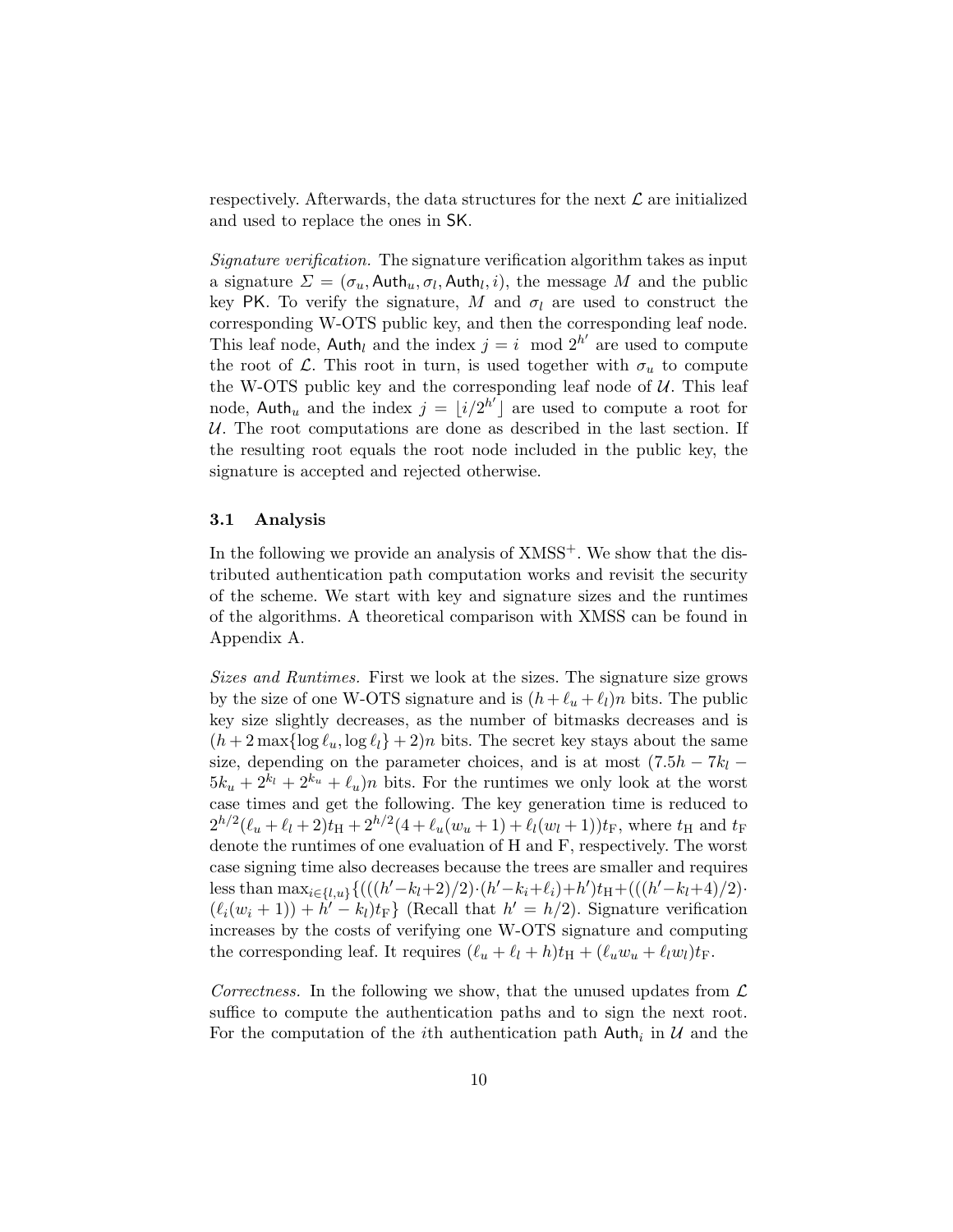respectively. Afterwards, the data structures for the next $\mathcal{L}$ are initialized and used to replace the ones in $\mathsf{SK}$.

*Signature verification.* The signature verification algorithm takes as input a signature $\Sigma = (\sigma_u, \mathsf{Auth}_u, \sigma_l, \mathsf{Auth}_l, i)$, the message $M$ and the public key $\mathsf{PK}$. To verify the signature, $M$ and $\sigma_l$ are used to construct the corresponding W-OTS public key, and then the corresponding leaf node. This leaf node, $\mathsf{Auth}_l$ and the index $j = i \mod 2^{h'}$ are used to compute the root of $\mathcal{L}$. This root in turn, is used together with $\sigma_u$ to compute the W-OTS public key and the corresponding leaf node of $\mathcal{U}$. This leaf node, $\mathsf{Auth}_u$ and the index $j = \lfloor i/2^{h'} \rfloor$ are used to compute a root for $\mathcal{U}$. The root computations are done as described in the last section. If the resulting root equals the root node included in the public key, the signature is accepted and rejected otherwise.

### 3.1 Analysis

In the following we provide an analysis of XMSS$^+$. We show that the distributed authentication path computation works and revisit the security of the scheme. We start with key and signature sizes and the runtimes of the algorithms. A theoretical comparison with XMSS can be found in Appendix A.

*Sizes and Runtimes.* First we look at the sizes. The signature size grows by the size of one W-OTS signature and is $(h + \ell_u + \ell_l)n$ bits. The public key size slightly decreases, as the number of bitmasks decreases and is $(h + 2\max\{\log \ell_u, \log \ell_l\} + 2)n$ bits. The secret key stays about the same size, depending on the parameter choices, and is at most $(7.5h - 7k_l - 5k_u + 2^{k_l} + 2^{k_u} + \ell_u)n$ bits. For the runtimes we only look at the worst case times and get the following. The key generation time is reduced to $2^{h/2}(\ell_u + \ell_l + 2)t_{\mathrm{H}} + 2^{h/2}(4 + \ell_u(w_u + 1) + \ell_l(w_l + 1))t_{\mathrm{F}}$, where $t_{\mathrm{H}}$ and $t_{\mathrm{F}}$ denote the runtimes of one evaluation of H and F, respectively. The worst case signing time also decreases because the trees are smaller and requires less than $\max_{i \in \{l,u\}}\{(((h' - k_l + 2)/2) \cdot (h' - k_i + \ell_i) + h')t_{\mathrm{H}} + (((h' - k_l + 4)/2) \cdot (\ell_i(w_i + 1)) + h' - k_l)t_{\mathrm{F}}\}$ (Recall that $h' = h/2$). Signature verification increases by the costs of verifying one W-OTS signature and computing the corresponding leaf. It requires $(\ell_u + \ell_l + h)t_{\mathrm{H}} + (\ell_u w_u + \ell_l w_l)t_{\mathrm{F}}$.

*Correctness.* In the following we show, that the unused updates from $\mathcal{L}$ suffice to compute the authentication paths and to sign the next root. For the computation of the $i$th authentication path $\mathsf{Auth}_i$ in $\mathcal{U}$ and the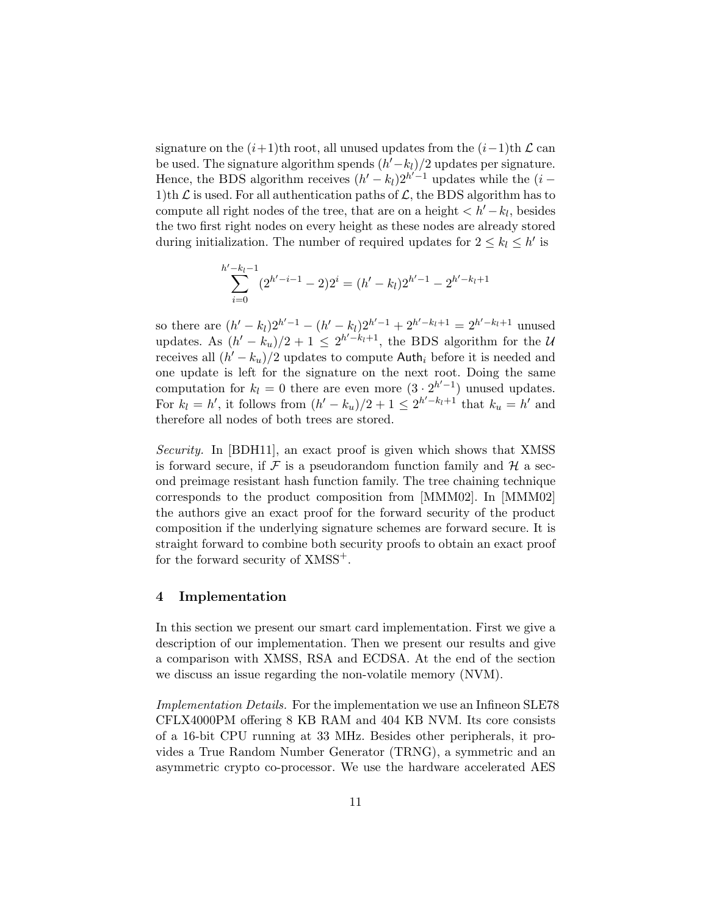signature on the $(i+1)$th root, all unused updates from the $(i-1)$th $\mathcal{L}$ can be used. The signature algorithm spends $(h'-k_l)/2$ updates per signature. Hence, the BDS algorithm receives $(h'-k_l)2^{h'-1}$ updates while the $(i-1)$th $\mathcal{L}$ is used. For all authentication paths of $\mathcal{L}$, the BDS algorithm has to compute all right nodes of the tree, that are on a height $< h'-k_l$, besides the two first right nodes on every height as these nodes are already stored during initialization. The number of required updates for $2 \leq k_l \leq h'$ is

$$\sum_{i=0}^{h'-k_l-1} (2^{h'-i-1} - 2)2^i = (h'-k_l)2^{h'-1} - 2^{h'-k_l+1}$$

so there are $(h'-k_l)2^{h'-1} - (h'-k_l)2^{h'-1} + 2^{h'-k_l+1} = 2^{h'-k_l+1}$ unused updates. As $(h'-k_u)/2 + 1 \leq 2^{h'-k_l+1}$, the BDS algorithm for the $\mathcal{U}$ receives all $(h'-k_u)/2$ updates to compute $\mathsf{Auth}_i$ before it is needed and one update is left for the signature on the next root. Doing the same computation for $k_l = 0$ there are even more $(3 \cdot 2^{h'-1})$ unused updates. For $k_l = h'$, it follows from $(h'-k_u)/2 + 1 \leq 2^{h'-k_l+1}$ that $k_u = h'$ and therefore all nodes of both trees are stored.

*Security.* In [BDH11], an exact proof is given which shows that XMSS is forward secure, if $\mathcal{F}$ is a pseudorandom function family and $\mathcal{H}$ a second preimage resistant hash function family. The tree chaining technique corresponds to the product composition from [MMM02]. In [MMM02] the authors give an exact proof for the forward security of the product composition if the underlying signature schemes are forward secure. It is straight forward to combine both security proofs to obtain an exact proof for the forward security of XMSS$^+$.

## 4 Implementation

In this section we present our smart card implementation. First we give a description of our implementation. Then we present our results and give a comparison with XMSS, RSA and ECDSA. At the end of the section we discuss an issue regarding the non-volatile memory (NVM).

*Implementation Details.* For the implementation we use an Infineon SLE78 CFLX4000PM offering 8 KB RAM and 404 KB NVM. Its core consists of a 16-bit CPU running at 33 MHz. Besides other peripherals, it provides a True Random Number Generator (TRNG), a symmetric and an asymmetric crypto co-processor. We use the hardware accelerated AES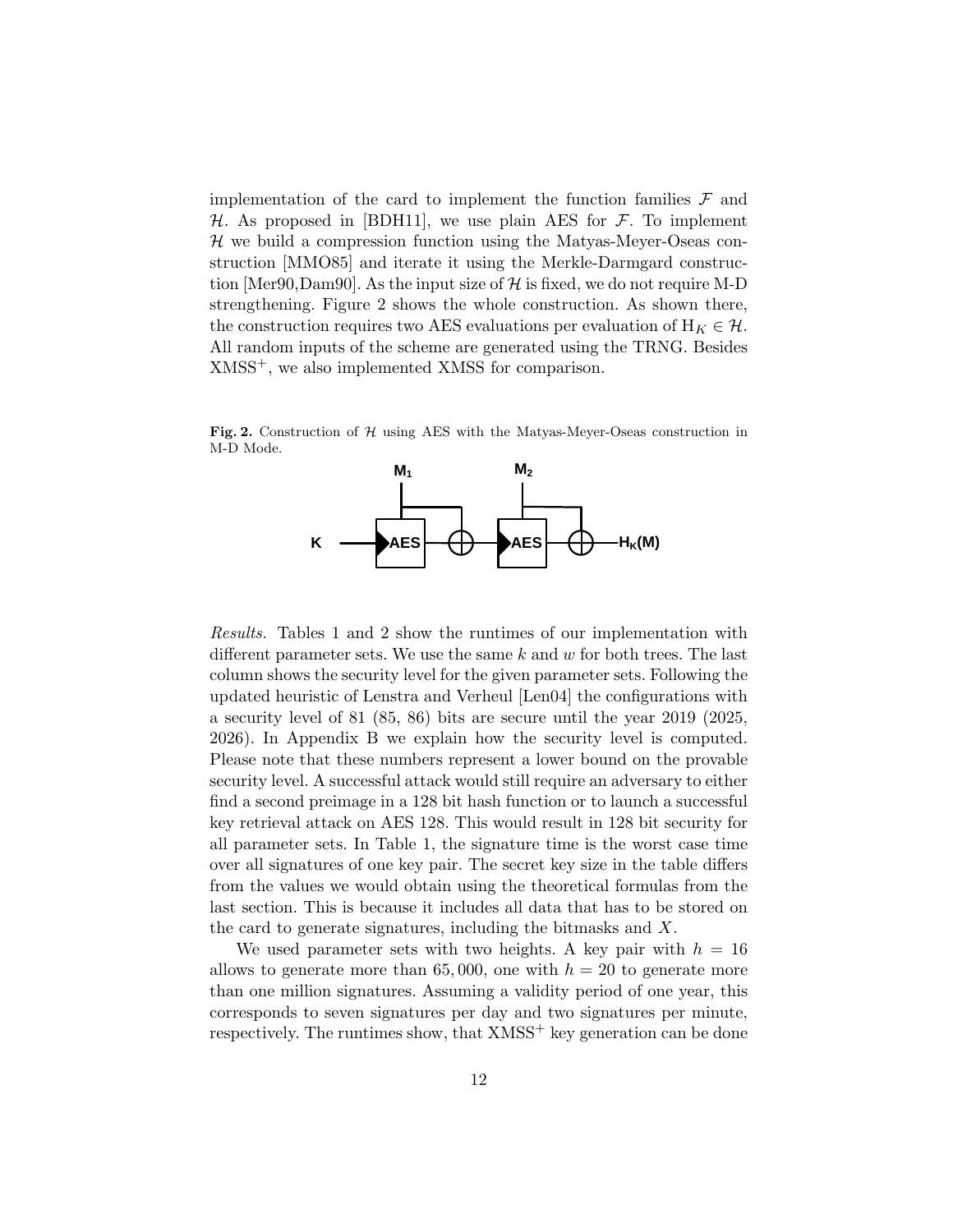implementation of the card to implement the function families $\mathcal{F}$ and $\mathcal{H}$. As proposed in [BDH11], we use plain AES for $\mathcal{F}$. To implement $\mathcal{H}$ we build a compression function using the Matyas-Meyer-Oseas construction [MMO85] and iterate it using the Merkle-Darmgard construction [Mer90,Dam90]. As the input size of $\mathcal{H}$ is fixed, we do not require M-D strengthening. Figure 2 shows the whole construction. As shown there, the construction requires two AES evaluations per evaluation of $\mathrm{H}_K \in \mathcal{H}$. All random inputs of the scheme are generated using the TRNG. Besides XMSS$^+$, we also implemented XMSS for comparison.

**Fig. 2.** Construction of $\mathcal{H}$ using AES with the Matyas-Meyer-Oseas construction in M-D Mode.

*Results.* Tables 1 and 2 show the runtimes of our implementation with different parameter sets. We use the same $k$ and $w$ for both trees. The last column shows the security level for the given parameter sets. Following the updated heuristic of Lenstra and Verheul [Len04] the configurations with a security level of 81 (85, 86) bits are secure until the year 2019 (2025, 2026). In Appendix B we explain how the security level is computed. Please note that these numbers represent a lower bound on the provable security level. A successful attack would still require an adversary to either find a second preimage in a 128 bit hash function or to launch a successful key retrieval attack on AES 128. This would result in 128 bit security for all parameter sets. In Table 1, the signature time is the worst case time over all signatures of one key pair. The secret key size in the table differs from the values we would obtain using the theoretical formulas from the last section. This is because it includes all data that has to be stored on the card to generate signatures, including the bitmasks and $X$.

We used parameter sets with two heights. A key pair with $h = 16$ allows to generate more than $65,000$, one with $h = 20$ to generate more than one million signatures. Assuming a validity period of one year, this corresponds to seven signatures per day and two signatures per minute, respectively. The runtimes show, that XMSS$^+$ key generation can be done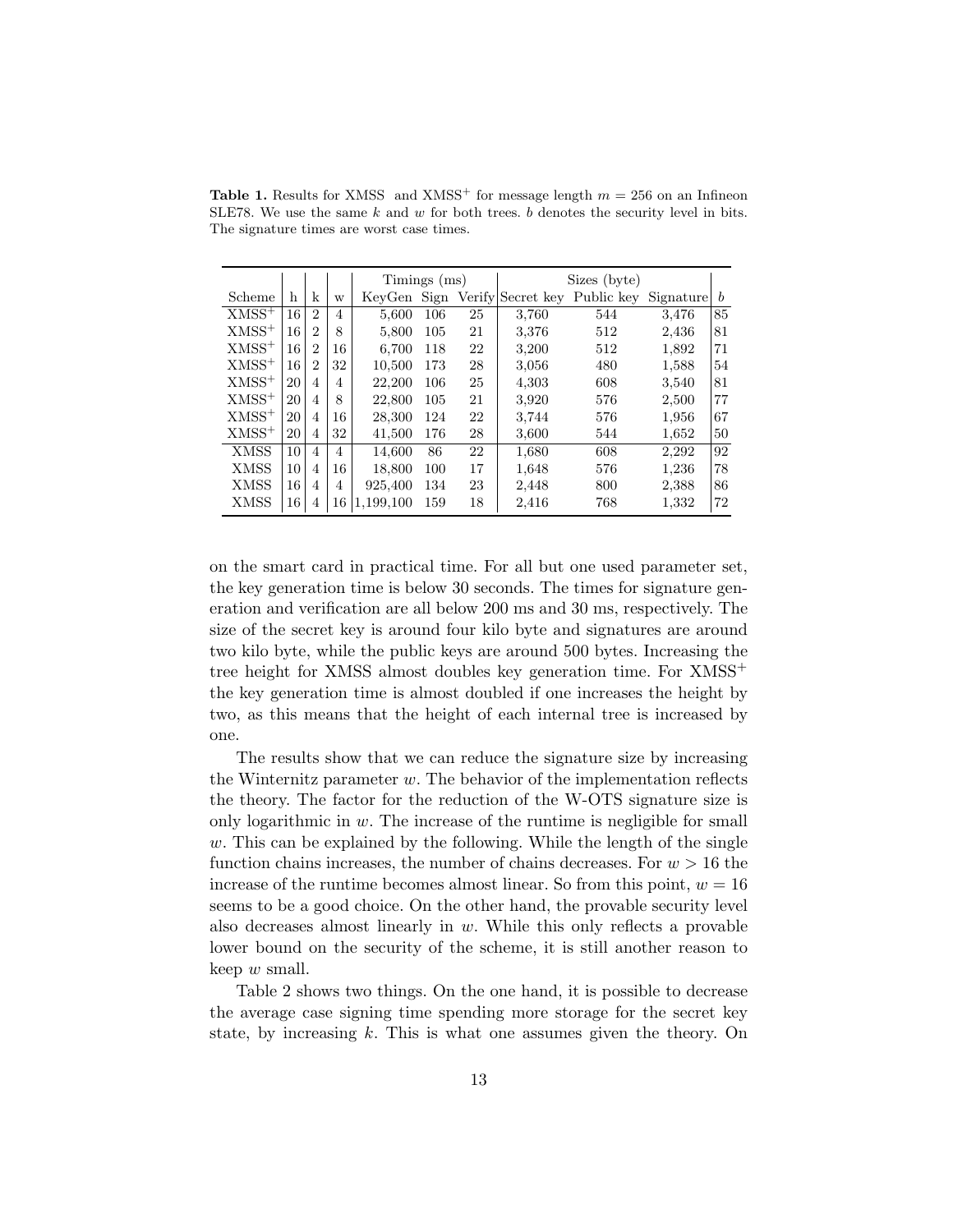**Table 1.** Results for XMSS and XMSS$^+$ for message length $m = 256$ on an Infineon SLE78. We use the same $k$ and $w$ for both trees. $b$ denotes the security level in bits. The signature times are worst case times.

| | | | | Timings (ms) | | | Sizes (byte) | | | |
|---|---|---|---|---|---|---|---|---|---|---|
| Scheme | h | k | w | KeyGen | Sign | Verify | Secret key | Public key | Signature | $b$ |
| XMSS$^+$ | 16 | 2 | 4 | 5,600 | 106 | 25 | 3,760 | 544 | 3,476 | 85 |
| XMSS$^+$ | 16 | 2 | 8 | 5,800 | 105 | 21 | 3,376 | 512 | 2,436 | 81 |
| XMSS$^+$ | 16 | 2 | 16 | 6,700 | 118 | 22 | 3,200 | 512 | 1,892 | 71 |
| XMSS$^+$ | 16 | 2 | 32 | 10,500 | 173 | 28 | 3,056 | 480 | 1,588 | 54 |
| XMSS$^+$ | 20 | 4 | 4 | 22,200 | 106 | 25 | 4,303 | 608 | 3,540 | 81 |
| XMSS$^+$ | 20 | 4 | 8 | 22,800 | 105 | 21 | 3,920 | 576 | 2,500 | 77 |
| XMSS$^+$ | 20 | 4 | 16 | 28,300 | 124 | 22 | 3,744 | 576 | 1,956 | 67 |
| XMSS$^+$ | 20 | 4 | 32 | 41,500 | 176 | 28 | 3,600 | 544 | 1,652 | 50 |
| XMSS | 10 | 4 | 4 | 14,600 | 86 | 22 | 1,680 | 608 | 2,292 | 92 |
| XMSS | 10 | 4 | 16 | 18,800 | 100 | 17 | 1,648 | 576 | 1,236 | 78 |
| XMSS | 16 | 4 | 4 | 925,400 | 134 | 23 | 2,448 | 800 | 2,388 | 86 |
| XMSS | 16 | 4 | 16 | 1,199,100 | 159 | 18 | 2,416 | 768 | 1,332 | 72 |

on the smart card in practical time. For all but one used parameter set, the key generation time is below 30 seconds. The times for signature generation and verification are all below 200 ms and 30 ms, respectively. The size of the secret key is around four kilo byte and signatures are around two kilo byte, while the public keys are around 500 bytes. Increasing the tree height for XMSS almost doubles key generation time. For XMSS$^+$ the key generation time is almost doubled if one increases the height by two, as this means that the height of each internal tree is increased by one.

The results show that we can reduce the signature size by increasing the Winternitz parameter $w$. The behavior of the implementation reflects the theory. The factor for the reduction of the W-OTS signature size is only logarithmic in $w$. The increase of the runtime is negligible for small $w$. This can be explained by the following. While the length of the single function chains increases, the number of chains decreases. For $w > 16$ the increase of the runtime becomes almost linear. So from this point, $w = 16$ seems to be a good choice. On the other hand, the provable security level also decreases almost linearly in $w$. While this only reflects a provable lower bound on the security of the scheme, it is still another reason to keep $w$ small.

Table 2 shows two things. On the one hand, it is possible to decrease the average case signing time spending more storage for the secret key state, by increasing $k$. This is what one assumes given the theory. On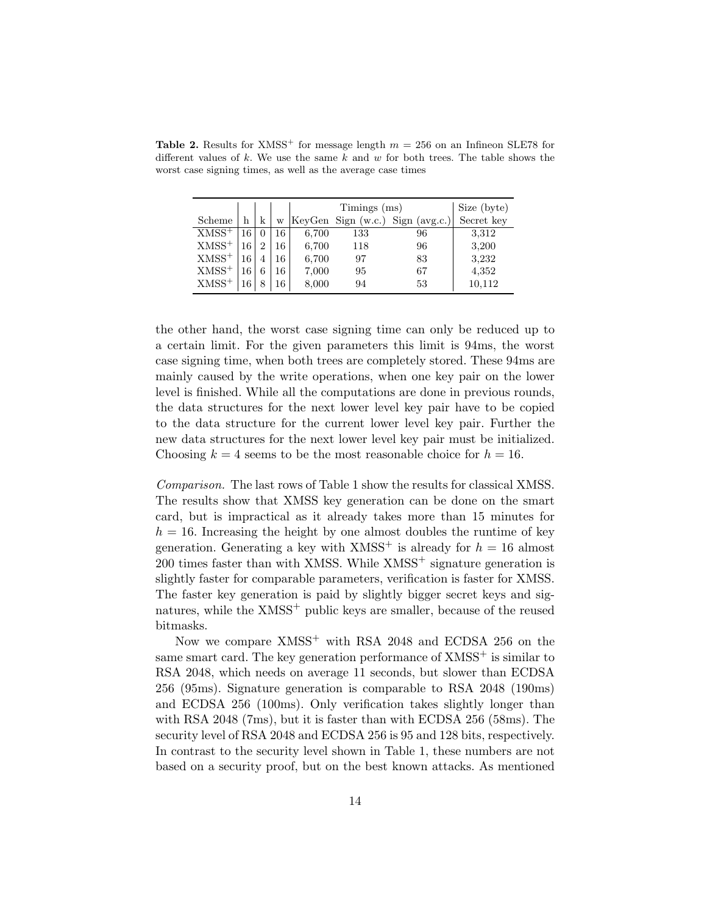**Table 2.** Results for $\text{XMSS}^+$ for message length $m = 256$ on an Infineon SLE78 for different values of $k$. We use the same $k$ and $w$ for both trees. The table shows the worst case signing times, as well as the average case times

| | | | | Timings (ms) | | | Size (byte) |
|---|---|---|---|---|---|---|---|
| Scheme | h | k | w | KeyGen | Sign (w.c.) | Sign (avg.c.) | Secret key |
| $\text{XMSS}^+$ | 16 | 0 | 16 | 6,700 | 133 | 96 | 3,312 |
| $\text{XMSS}^+$ | 16 | 2 | 16 | 6,700 | 118 | 96 | 3,200 |
| $\text{XMSS}^+$ | 16 | 4 | 16 | 6,700 | 97 | 83 | 3,232 |
| $\text{XMSS}^+$ | 16 | 6 | 16 | 7,000 | 95 | 67 | 4,352 |
| $\text{XMSS}^+$ | 16 | 8 | 16 | 8,000 | 94 | 53 | 10,112 |

the other hand, the worst case signing time can only be reduced up to a certain limit. For the given parameters this limit is 94ms, the worst case signing time, when both trees are completely stored. These 94ms are mainly caused by the write operations, when one key pair on the lower level is finished. While all the computations are done in previous rounds, the data structures for the next lower level key pair have to be copied to the data structure for the current lower level key pair. Further the new data structures for the next lower level key pair must be initialized. Choosing $k = 4$ seems to be the most reasonable choice for $h = 16$.

*Comparison.* The last rows of Table 1 show the results for classical XMSS. The results show that XMSS key generation can be done on the smart card, but is impractical as it already takes more than 15 minutes for $h = 16$. Increasing the height by one almost doubles the runtime of key generation. Generating a key with $\text{XMSS}^+$ is already for $h = 16$ almost 200 times faster than with XMSS. While $\text{XMSS}^+$ signature generation is slightly faster for comparable parameters, verification is faster for XMSS. The faster key generation is paid by slightly bigger secret keys and signatures, while the $\text{XMSS}^+$ public keys are smaller, because of the reused bitmasks.

Now we compare $\text{XMSS}^+$ with RSA 2048 and ECDSA 256 on the same smart card. The key generation performance of $\text{XMSS}^+$ is similar to RSA 2048, which needs on average 11 seconds, but slower than ECDSA 256 (95ms). Signature generation is comparable to RSA 2048 (190ms) and ECDSA 256 (100ms). Only verification takes slightly longer than with RSA 2048 (7ms), but it is faster than with ECDSA 256 (58ms). The security level of RSA 2048 and ECDSA 256 is 95 and 128 bits, respectively. In contrast to the security level shown in Table 1, these numbers are not based on a security proof, but on the best known attacks. As mentioned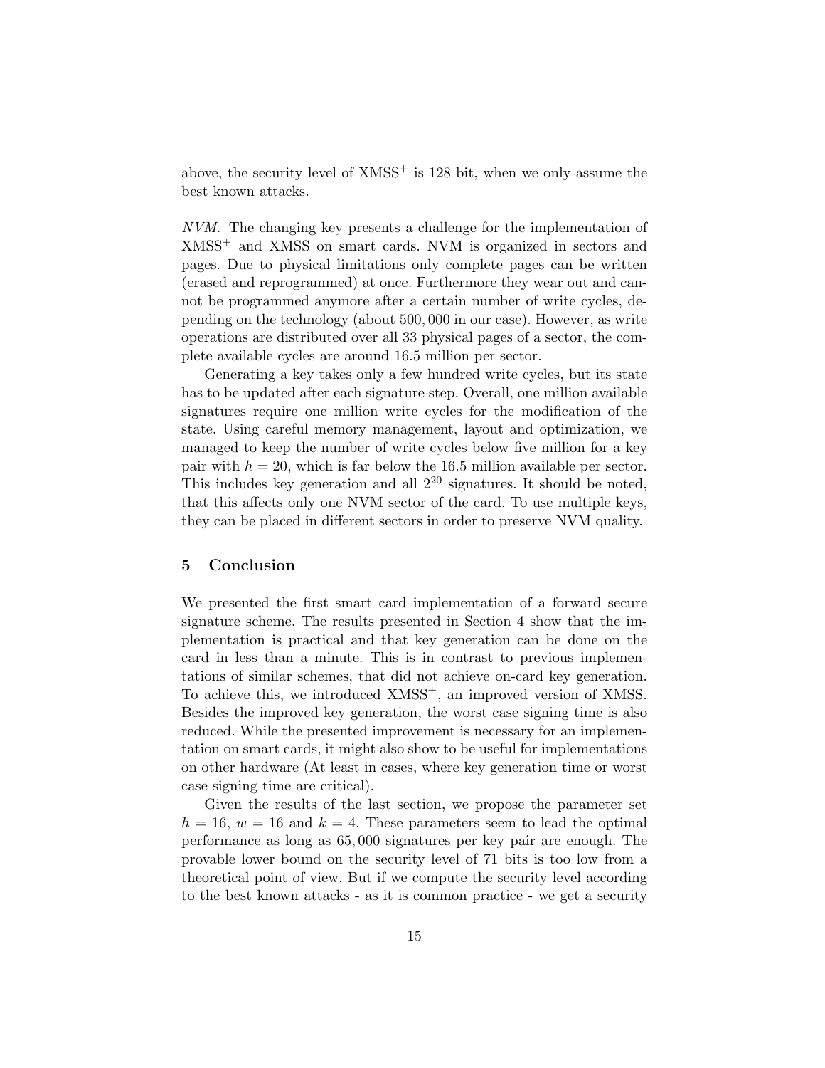above, the security level of $XMSS^+$ is 128 bit, when we only assume the best known attacks.

*NVM.* The changing key presents a challenge for the implementation of $XMSS^+$ and XMSS on smart cards. NVM is organized in sectors and pages. Due to physical limitations only complete pages can be written (erased and reprogrammed) at once. Furthermore they wear out and cannot be programmed anymore after a certain number of write cycles, depending on the technology (about 500,000 in our case). However, as write operations are distributed over all 33 physical pages of a sector, the complete available cycles are around 16.5 million per sector.

Generating a key takes only a few hundred write cycles, but its state has to be updated after each signature step. Overall, one million available signatures require one million write cycles for the modification of the state. Using careful memory management, layout and optimization, we managed to keep the number of write cycles below five million for a key pair with $h = 20$, which is far below the 16.5 million available per sector. This includes key generation and all $2^{20}$ signatures. It should be noted, that this affects only one NVM sector of the card. To use multiple keys, they can be placed in different sectors in order to preserve NVM quality.

## 5 Conclusion

We presented the first smart card implementation of a forward secure signature scheme. The results presented in Section 4 show that the implementation is practical and that key generation can be done on the card in less than a minute. This is in contrast to previous implementations of similar schemes, that did not achieve on-card key generation. To achieve this, we introduced $XMSS^+$, an improved version of XMSS. Besides the improved key generation, the worst case signing time is also reduced. While the presented improvement is necessary for an implementation on smart cards, it might also show to be useful for implementations on other hardware (At least in cases, where key generation time or worst case signing time are critical).

Given the results of the last section, we propose the parameter set $h = 16$, $w = 16$ and $k = 4$. These parameters seem to lead the optimal performance as long as 65,000 signatures per key pair are enough. The provable lower bound on the security level of 71 bits is too low from a theoretical point of view. But if we compute the security level according to the best known attacks - as it is common practice - we get a security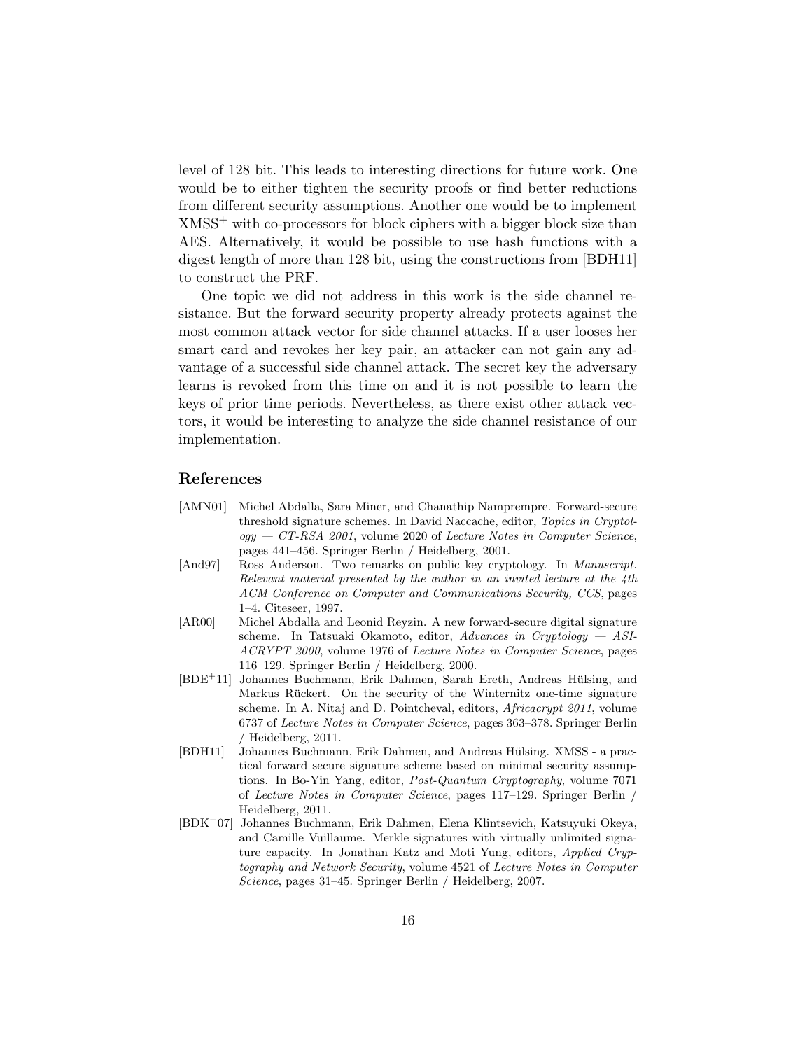level of 128 bit. This leads to interesting directions for future work. One would be to either tighten the security proofs or find better reductions from different security assumptions. Another one would be to implement XMSS$^+$ with co-processors for block ciphers with a bigger block size than AES. Alternatively, it would be possible to use hash functions with a digest length of more than 128 bit, using the constructions from [BDH11] to construct the PRF.

One topic we did not address in this work is the side channel resistance. But the forward security property already protects against the most common attack vector for side channel attacks. If a user looses her smart card and revokes her key pair, an attacker can not gain any advantage of a successful side channel attack. The secret key the adversary learns is revoked from this time on and it is not possible to learn the keys of prior time periods. Nevertheless, as there exist other attack vectors, it would be interesting to analyze the side channel resistance of our implementation.

## References

[AMN01] Michel Abdalla, Sara Miner, and Chanathip Namprempre. Forward-secure threshold signature schemes. In David Naccache, editor, *Topics in Cryptology — CT-RSA 2001*, volume 2020 of *Lecture Notes in Computer Science*, pages 441–456. Springer Berlin / Heidelberg, 2001.

[And97] Ross Anderson. Two remarks on public key cryptology. In *Manuscript. Relevant material presented by the author in an invited lecture at the 4th ACM Conference on Computer and Communications Security, CCS*, pages 1–4. Citeseer, 1997.

[AR00] Michel Abdalla and Leonid Reyzin. A new forward-secure digital signature scheme. In Tatsuaki Okamoto, editor, *Advances in Cryptology — ASIACRYPT 2000*, volume 1976 of *Lecture Notes in Computer Science*, pages 116–129. Springer Berlin / Heidelberg, 2000.

[BDE+11] Johannes Buchmann, Erik Dahmen, Sarah Ereth, Andreas Hülsing, and Markus Rückert. On the security of the Winternitz one-time signature scheme. In A. Nitaj and D. Pointcheval, editors, *Africacrypt 2011*, volume 6737 of *Lecture Notes in Computer Science*, pages 363–378. Springer Berlin / Heidelberg, 2011.

[BDH11] Johannes Buchmann, Erik Dahmen, and Andreas Hülsing. XMSS - a practical forward secure signature scheme based on minimal security assumptions. In Bo-Yin Yang, editor, *Post-Quantum Cryptography*, volume 7071 of *Lecture Notes in Computer Science*, pages 117–129. Springer Berlin / Heidelberg, 2011.

[BDK+07] Johannes Buchmann, Erik Dahmen, Elena Klintsevich, Katsuyuki Okeya, and Camille Vuillaume. Merkle signatures with virtually unlimited signature capacity. In Jonathan Katz and Moti Yung, editors, *Applied Cryptography and Network Security*, volume 4521 of *Lecture Notes in Computer Science*, pages 31–45. Springer Berlin / Heidelberg, 2007.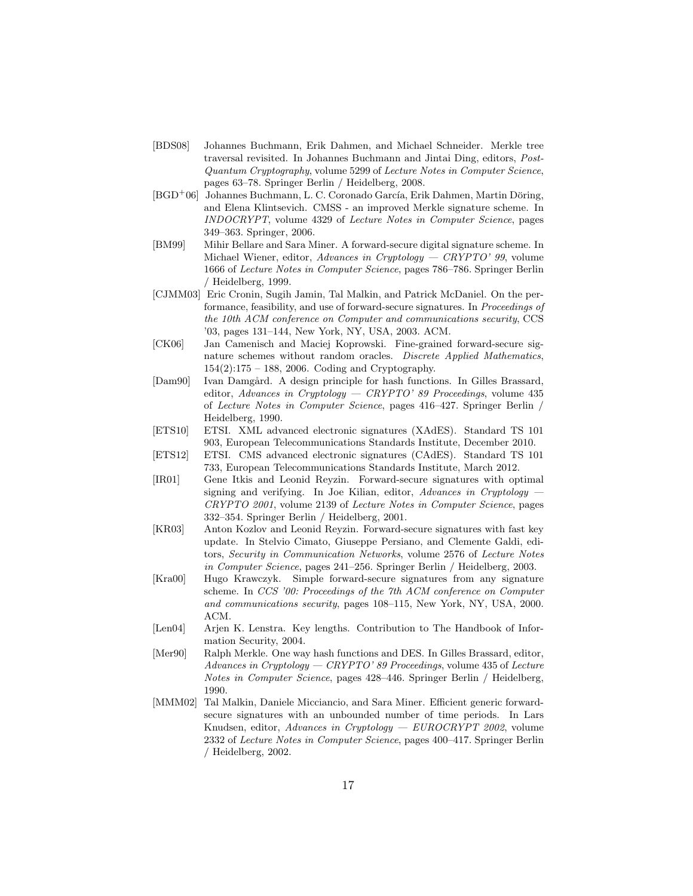[BDS08] Johannes Buchmann, Erik Dahmen, and Michael Schneider. Merkle tree traversal revisited. In Johannes Buchmann and Jintai Ding, editors, *Post-Quantum Cryptography*, volume 5299 of *Lecture Notes in Computer Science*, pages 63–78. Springer Berlin / Heidelberg, 2008.

[BGD+06] Johannes Buchmann, L. C. Coronado García, Erik Dahmen, Martin Döring, and Elena Klintsevich. CMSS - an improved Merkle signature scheme. In *INDOCRYPT*, volume 4329 of *Lecture Notes in Computer Science*, pages 349–363. Springer, 2006.

[BM99] Mihir Bellare and Sara Miner. A forward-secure digital signature scheme. In Michael Wiener, editor, *Advances in Cryptology — CRYPTO' 99*, volume 1666 of *Lecture Notes in Computer Science*, pages 786–786. Springer Berlin / Heidelberg, 1999.

[CJMM03] Eric Cronin, Sugih Jamin, Tal Malkin, and Patrick McDaniel. On the performance, feasibility, and use of forward-secure signatures. In *Proceedings of the 10th ACM conference on Computer and communications security*, CCS '03, pages 131–144, New York, NY, USA, 2003. ACM.

[CK06] Jan Camenisch and Maciej Koprowski. Fine-grained forward-secure signature schemes without random oracles. *Discrete Applied Mathematics*, 154(2):175 – 188, 2006. Coding and Cryptography.

[Dam90] Ivan Damgård. A design principle for hash functions. In Gilles Brassard, editor, *Advances in Cryptology — CRYPTO' 89 Proceedings*, volume 435 of *Lecture Notes in Computer Science*, pages 416–427. Springer Berlin / Heidelberg, 1990.

[ETS10] ETSI. XML advanced electronic signatures (XAdES). Standard TS 101 903, European Telecommunications Standards Institute, December 2010.

[ETS12] ETSI. CMS advanced electronic signatures (CAdES). Standard TS 101 733, European Telecommunications Standards Institute, March 2012.

[IR01] Gene Itkis and Leonid Reyzin. Forward-secure signatures with optimal signing and verifying. In Joe Kilian, editor, *Advances in Cryptology — CRYPTO 2001*, volume 2139 of *Lecture Notes in Computer Science*, pages 332–354. Springer Berlin / Heidelberg, 2001.

[KR03] Anton Kozlov and Leonid Reyzin. Forward-secure signatures with fast key update. In Stelvio Cimato, Giuseppe Persiano, and Clemente Galdi, editors, *Security in Communication Networks*, volume 2576 of *Lecture Notes in Computer Science*, pages 241–256. Springer Berlin / Heidelberg, 2003.

[Kra00] Hugo Krawczyk. Simple forward-secure signatures from any signature scheme. In *CCS '00: Proceedings of the 7th ACM conference on Computer and communications security*, pages 108–115, New York, NY, USA, 2000. ACM.

[Len04] Arjen K. Lenstra. Key lengths. Contribution to The Handbook of Information Security, 2004.

[Mer90] Ralph Merkle. One way hash functions and DES. In Gilles Brassard, editor, *Advances in Cryptology — CRYPTO' 89 Proceedings*, volume 435 of *Lecture Notes in Computer Science*, pages 428–446. Springer Berlin / Heidelberg, 1990.

[MMM02] Tal Malkin, Daniele Micciancio, and Sara Miner. Efficient generic forward-secure signatures with an unbounded number of time periods. In Lars Knudsen, editor, *Advances in Cryptology — EUROCRYPT 2002*, volume 2332 of *Lecture Notes in Computer Science*, pages 400–417. Springer Berlin / Heidelberg, 2002.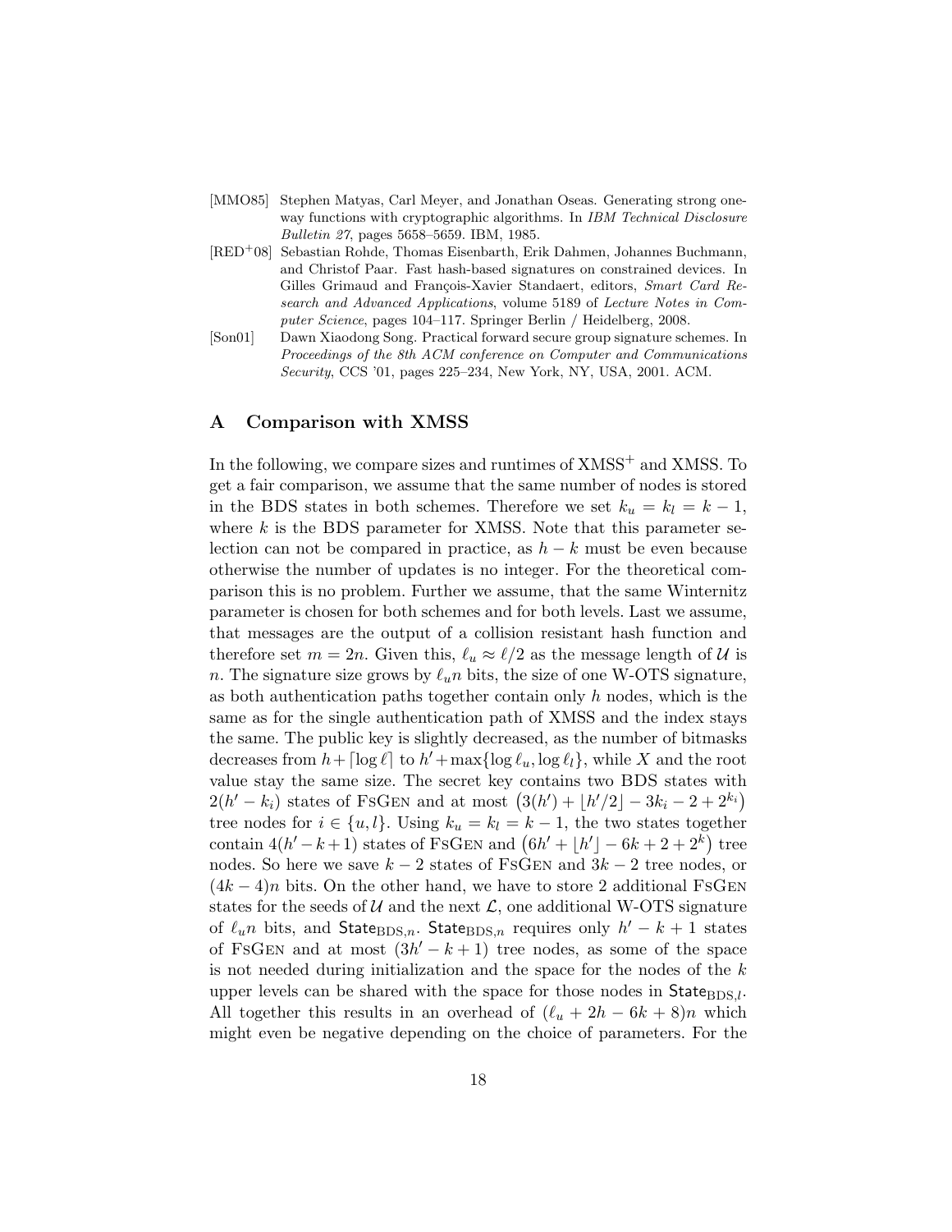[MMO85] Stephen Matyas, Carl Meyer, and Jonathan Oseas. Generating strong one-way functions with cryptographic algorithms. In *IBM Technical Disclosure Bulletin 27*, pages 5658–5659. IBM, 1985.

[RED+08] Sebastian Rohde, Thomas Eisenbarth, Erik Dahmen, Johannes Buchmann, and Christof Paar. Fast hash-based signatures on constrained devices. In Gilles Grimaud and François-Xavier Standaert, editors, *Smart Card Research and Advanced Applications*, volume 5189 of *Lecture Notes in Computer Science*, pages 104–117. Springer Berlin / Heidelberg, 2008.

[Son01] Dawn Xiaodong Song. Practical forward secure group signature schemes. In *Proceedings of the 8th ACM conference on Computer and Communications Security*, CCS '01, pages 225–234, New York, NY, USA, 2001. ACM.

## A Comparison with XMSS

In the following, we compare sizes and runtimes of XMSS$^+$ and XMSS. To get a fair comparison, we assume that the same number of nodes is stored in the BDS states in both schemes. Therefore we set $k_u = k_l = k - 1$, where $k$ is the BDS parameter for XMSS. Note that this parameter selection can not be compared in practice, as $h - k$ must be even because otherwise the number of updates is no integer. For the theoretical comparison this is no problem. Further we assume, that the same Winternitz parameter is chosen for both schemes and for both levels. Last we assume, that messages are the output of a collision resistant hash function and therefore set $m = 2n$. Given this, $\ell_u \approx \ell/2$ as the message length of $\mathcal{U}$ is $n$. The signature size grows by $\ell_u n$ bits, the size of one W-OTS signature, as both authentication paths together contain only $h$ nodes, which is the same as for the single authentication path of XMSS and the index stays the same. The public key is slightly decreased, as the number of bitmasks decreases from $h + \lceil \log \ell \rceil$ to $h' + \max\{\log \ell_u, \log \ell_l\}$, while $X$ and the root value stay the same size. The secret key contains two BDS states with $2(h' - k_i)$ states of FsGen and at most $\left(3(h') + \lfloor h'/2 \rfloor - 3k_i - 2 + 2^{k_i}\right)$ tree nodes for $i \in \{u, l\}$. Using $k_u = k_l = k - 1$, the two states together contain $4(h' - k + 1)$ states of FsGen and $\left(6h' + \lfloor h' \rfloor - 6k + 2 + 2^k\right)$ tree nodes. So here we save $k - 2$ states of FsGen and $3k - 2$ tree nodes, or $(4k - 4)n$ bits. On the other hand, we have to store 2 additional FsGen states for the seeds of $\mathcal{U}$ and the next $\mathcal{L}$, one additional W-OTS signature of $\ell_u n$ bits, and $\mathsf{State}_{\mathrm{BDS},n}$. $\mathsf{State}_{\mathrm{BDS},n}$ requires only $h' - k + 1$ states of FsGen and at most $(3h' - k + 1)$ tree nodes, as some of the space is not needed during initialization and the space for the nodes of the $k$ upper levels can be shared with the space for those nodes in $\mathsf{State}_{\mathrm{BDS},l}$. All together this results in an overhead of $(\ell_u + 2h - 6k + 8)n$ which might even be negative depending on the choice of parameters. For the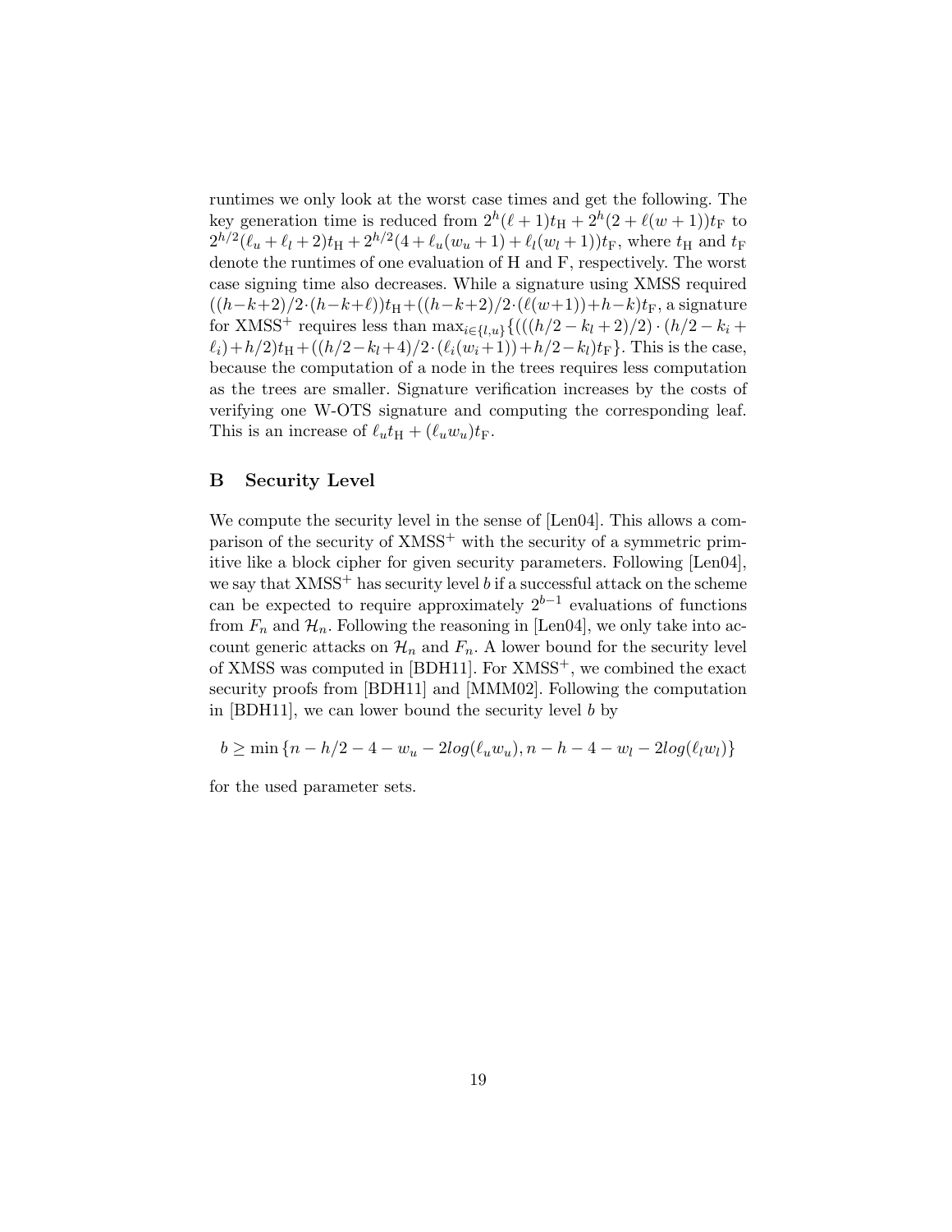runtimes we only look at the worst case times and get the following. The key generation time is reduced from $2^h(\ell+1)t_{\mathrm{H}} + 2^h(2+\ell(w+1))t_{\mathrm{F}}$ to $2^{h/2}(\ell_u+\ell_l+2)t_{\mathrm{H}} + 2^{h/2}(4+\ell_u(w_u+1)+\ell_l(w_l+1))t_{\mathrm{F}}$, where $t_{\mathrm{H}}$ and $t_{\mathrm{F}}$ denote the runtimes of one evaluation of H and F, respectively. The worst case signing time also decreases. While a signature using XMSS required $((h-k+2)/2 \cdot (h-k+\ell))t_{\mathrm{H}} + ((h-k+2)/2 \cdot (\ell(w+1)) + h - k)t_{\mathrm{F}}$, a signature for XMSS$^+$ requires less than $\max_{i \in \{l,u\}}\{(((h/2-k_l+2)/2) \cdot (h/2-k_i+\ell_i) + h/2)t_{\mathrm{H}} + ((h/2-k_l+4)/2 \cdot (\ell_i(w_i+1)) + h/2 - k_l)t_{\mathrm{F}}\}$. This is the case, because the computation of a node in the trees requires less computation as the trees are smaller. Signature verification increases by the costs of verifying one W-OTS signature and computing the corresponding leaf. This is an increase of $\ell_u t_{\mathrm{H}} + (\ell_u w_u)t_{\mathrm{F}}$.

## B Security Level

We compute the security level in the sense of [Len04]. This allows a comparison of the security of XMSS$^+$ with the security of a symmetric primitive like a block cipher for given security parameters. Following [Len04], we say that XMSS$^+$ has security level $b$ if a successful attack on the scheme can be expected to require approximately $2^{b-1}$ evaluations of functions from $F_n$ and $\mathcal{H}_n$. Following the reasoning in [Len04], we only take into account generic attacks on $\mathcal{H}_n$ and $F_n$. A lower bound for the security level of XMSS was computed in [BDH11]. For XMSS$^+$, we combined the exact security proofs from [BDH11] and [MMM02]. Following the computation in [BDH11], we can lower bound the security level $b$ by

$$b \geq \min\{n - h/2 - 4 - w_u - 2log(\ell_u w_u), n - h - 4 - w_l - 2log(\ell_l w_l)\}$$

for the used parameter sets.